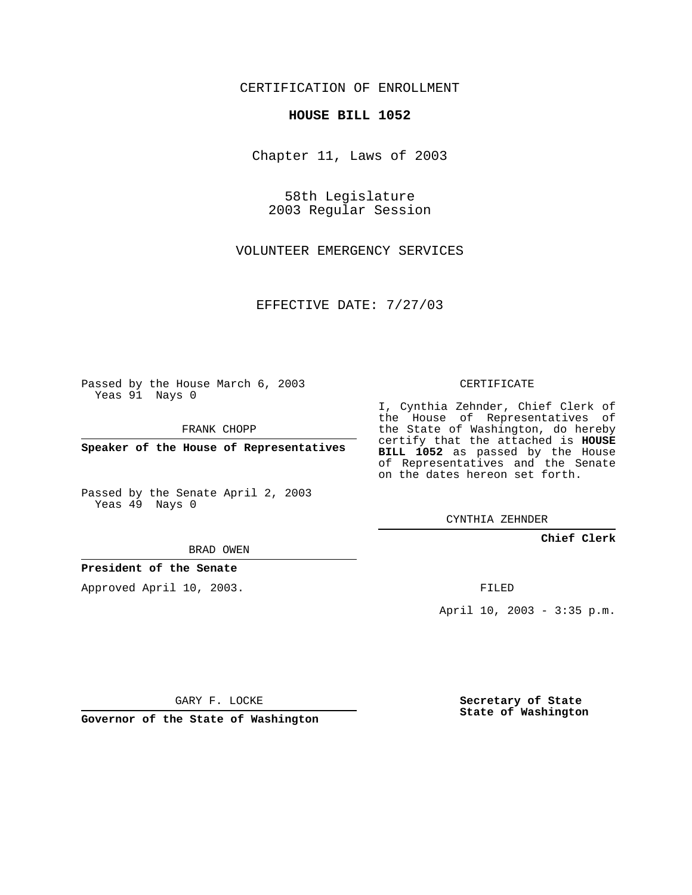CERTIFICATION OF ENROLLMENT

**HOUSE BILL 1052**

Chapter 11, Laws of 2003

58th Legislature
2003 Regular Session

VOLUNTEER EMERGENCY SERVICES

EFFECTIVE DATE: 7/27/03

Passed by the House March 6, 2003
Yeas 91 Nays 0

FRANK CHOPP

**Speaker of the House of Representatives**

Passed by the Senate April 2, 2003
Yeas 49 Nays 0

BRAD OWEN

**President of the Senate**

Approved April 10, 2003.

GARY F. LOCKE

**Governor of the State of Washington**

CERTIFICATE

I, Cynthia Zehnder, Chief Clerk of the House of Representatives of the State of Washington, do hereby certify that the attached is **HOUSE BILL 1052** as passed by the House of Representatives and the Senate on the dates hereon set forth.

CYNTHIA ZEHNDER

**Chief Clerk**

FILED

April 10, 2003 - 3:35 p.m.

**Secretary of State**
**State of Washington**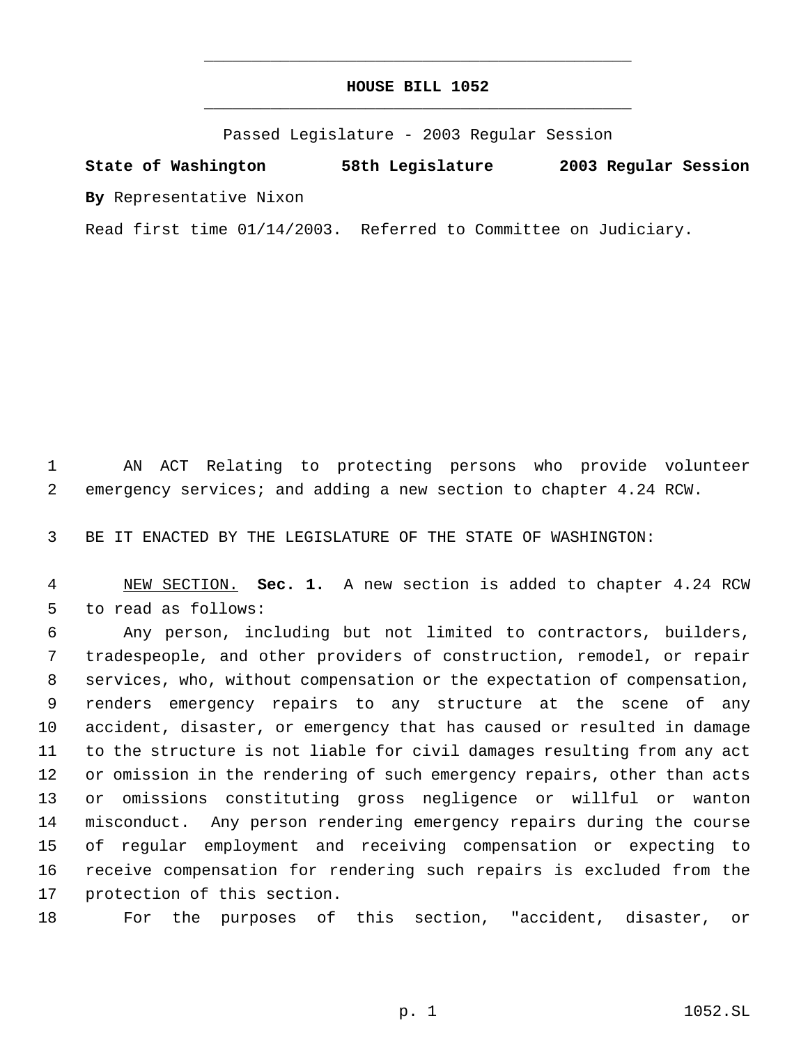# HOUSE BILL 1052

Passed Legislature - 2003 Regular Session

**State of Washington 58th Legislature 2003 Regular Session**

**By** Representative Nixon

Read first time 01/14/2003. Referred to Committee on Judiciary.

AN ACT Relating to protecting persons who provide volunteer emergency services; and adding a new section to chapter 4.24 RCW.

BE IT ENACTED BY THE LEGISLATURE OF THE STATE OF WASHINGTON:

NEW SECTION. **Sec. 1.** A new section is added to chapter 4.24 RCW to read as follows:

Any person, including but not limited to contractors, builders, tradespeople, and other providers of construction, remodel, or repair services, who, without compensation or the expectation of compensation, renders emergency repairs to any structure at the scene of any accident, disaster, or emergency that has caused or resulted in damage to the structure is not liable for civil damages resulting from any act or omission in the rendering of such emergency repairs, other than acts or omissions constituting gross negligence or willful or wanton misconduct. Any person rendering emergency repairs during the course of regular employment and receiving compensation or expecting to receive compensation for rendering such repairs is excluded from the protection of this section.

For the purposes of this section, "accident, disaster, or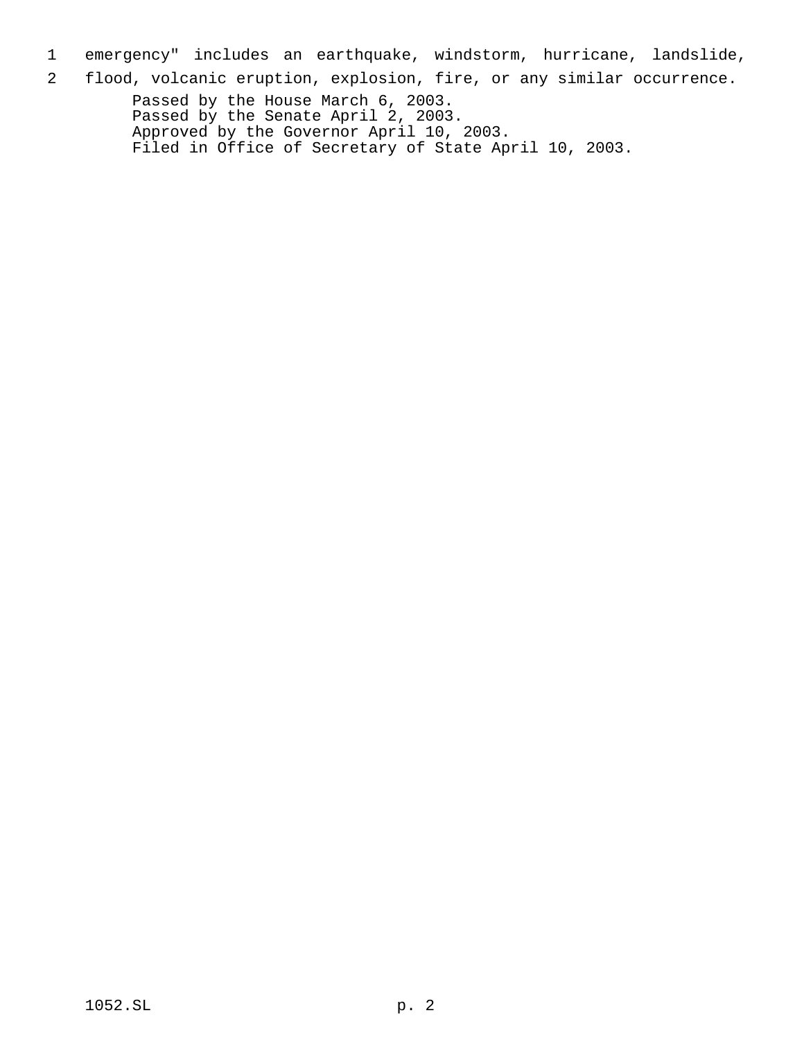emergency" includes an earthquake, windstorm, hurricane, landslide, flood, volcanic eruption, explosion, fire, or any similar occurrence.

Passed by the House March 6, 2003.
Passed by the Senate April 2, 2003.
Approved by the Governor April 10, 2003.
Filed in Office of Secretary of State April 10, 2003.